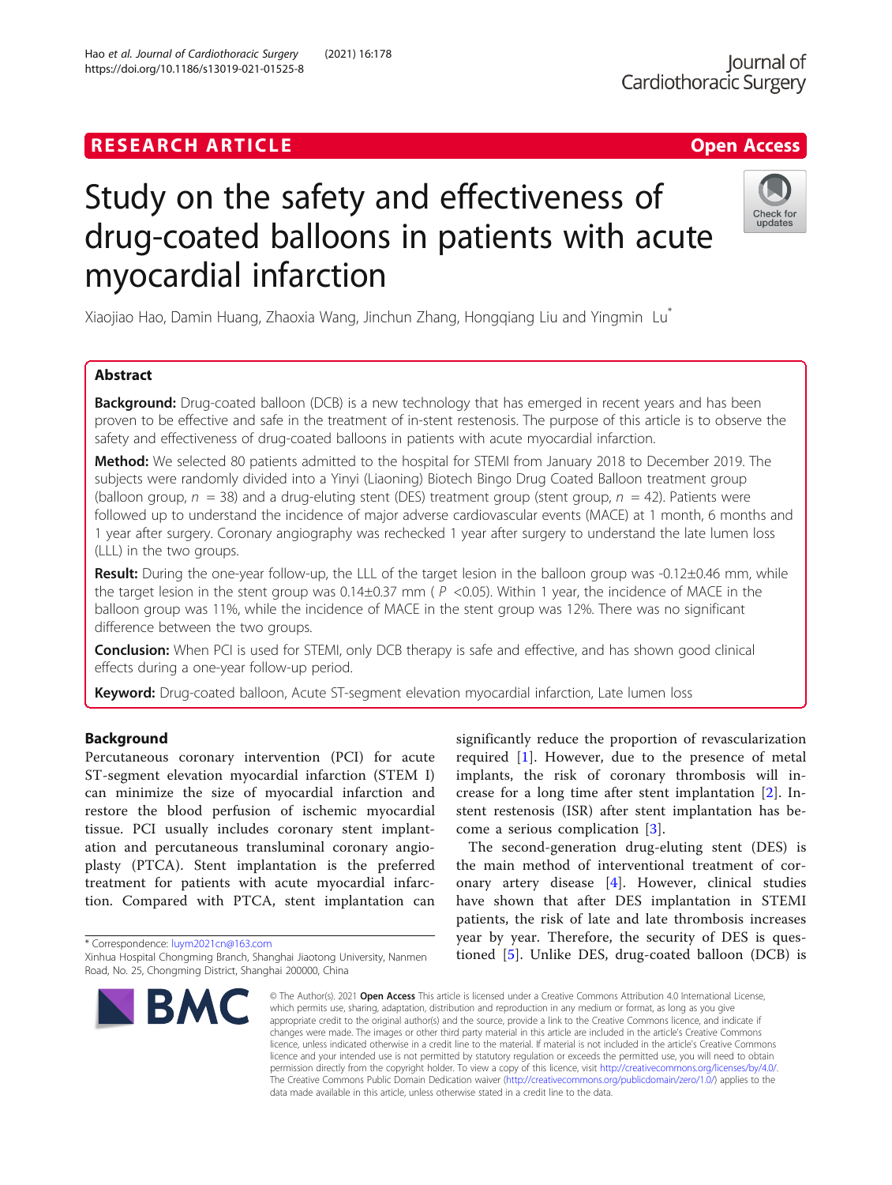# RESEARCH ARTICLE

Open Access

# Study on the safety and effectiveness of drug-coated balloons in patients with acute myocardial infarction

Xiaojiao Hao, Damin Huang, Zhaoxia Wang, Jinchun Zhang, Hongqiang Liu and Yingmin Lu*

## Abstract

**Background:** Drug-coated balloon (DCB) is a new technology that has emerged in recent years and has been proven to be effective and safe in the treatment of in-stent restenosis. The purpose of this article is to observe the safety and effectiveness of drug-coated balloons in patients with acute myocardial infarction.

**Method:** We selected 80 patients admitted to the hospital for STEMI from January 2018 to December 2019. The subjects were randomly divided into a Yinyi (Liaoning) Biotech Bingo Drug Coated Balloon treatment group (balloon group, $n = 38$) and a drug-eluting stent (DES) treatment group (stent group, $n = 42$). Patients were followed up to understand the incidence of major adverse cardiovascular events (MACE) at 1 month, 6 months and 1 year after surgery. Coronary angiography was rechecked 1 year after surgery to understand the late lumen loss (LLL) in the two groups.

**Result:** During the one-year follow-up, the LLL of the target lesion in the balloon group was -0.12±0.46 mm, while the target lesion in the stent group was 0.14±0.37 mm ( $P < 0.05$). Within 1 year, the incidence of MACE in the balloon group was 11%, while the incidence of MACE in the stent group was 12%. There was no significant difference between the two groups.

**Conclusion:** When PCI is used for STEMI, only DCB therapy is safe and effective, and has shown good clinical effects during a one-year follow-up period.

**Keyword:** Drug-coated balloon, Acute ST-segment elevation myocardial infarction, Late lumen loss

## Background

Percutaneous coronary intervention (PCI) for acute ST-segment elevation myocardial infarction (STEM I) can minimize the size of myocardial infarction and restore the blood perfusion of ischemic myocardial tissue. PCI usually includes coronary stent implantation and percutaneous transluminal coronary angioplasty (PTCA). Stent implantation is the preferred treatment for patients with acute myocardial infarction. Compared with PTCA, stent implantation can significantly reduce the proportion of revascularization required [1]. However, due to the presence of metal implants, the risk of coronary thrombosis will increase for a long time after stent implantation [2]. In-stent restenosis (ISR) after stent implantation has become a serious complication [3].

The second-generation drug-eluting stent (DES) is the main method of interventional treatment of coronary artery disease [4]. However, clinical studies have shown that after DES implantation in STEMI patients, the risk of late and late thrombosis increases year by year. Therefore, the security of DES is questioned [5]. Unlike DES, drug-coated balloon (DCB) is

* Correspondence: luym2021cn@163.com
Xinhua Hospital Chongming Branch, Shanghai Jiaotong University, Nanmen Road, No. 25, Chongming District, Shanghai 200000, China

© The Author(s). 2021 **Open Access** This article is licensed under a Creative Commons Attribution 4.0 International License, which permits use, sharing, adaptation, distribution and reproduction in any medium or format, as long as you give appropriate credit to the original author(s) and the source, provide a link to the Creative Commons licence, and indicate if changes were made. The images or other third party material in this article are included in the article's Creative Commons licence, unless indicated otherwise in a credit line to the material. If material is not included in the article's Creative Commons licence and your intended use is not permitted by statutory regulation or exceeds the permitted use, you will need to obtain permission directly from the copyright holder. To view a copy of this licence, visit http://creativecommons.org/licenses/by/4.0/. The Creative Commons Public Domain Dedication waiver (http://creativecommons.org/publicdomain/zero/1.0/) applies to the data made available in this article, unless otherwise stated in a credit line to the data.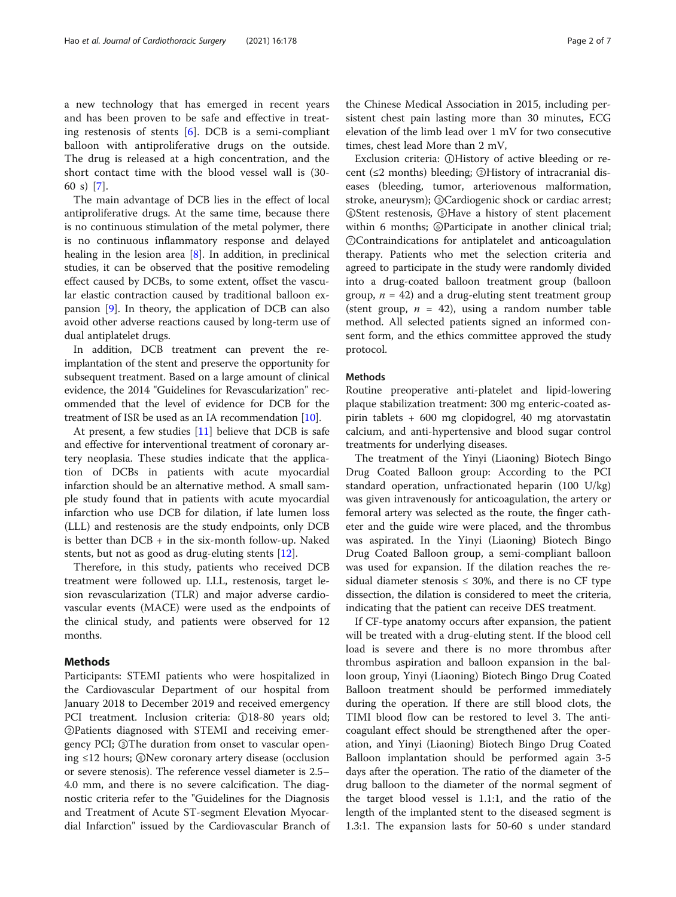a new technology that has emerged in recent years and has been proven to be safe and effective in treating restenosis of stents [6]. DCB is a semi-compliant balloon with antiproliferative drugs on the outside. The drug is released at a high concentration, and the short contact time with the blood vessel wall is (30-60 s) [7].

The main advantage of DCB lies in the effect of local antiproliferative drugs. At the same time, because there is no continuous stimulation of the metal polymer, there is no continuous inflammatory response and delayed healing in the lesion area [8]. In addition, in preclinical studies, it can be observed that the positive remodeling effect caused by DCBs, to some extent, offset the vascular elastic contraction caused by traditional balloon expansion [9]. In theory, the application of DCB can also avoid other adverse reactions caused by long-term use of dual antiplatelet drugs.

In addition, DCB treatment can prevent the re-implantation of the stent and preserve the opportunity for subsequent treatment. Based on a large amount of clinical evidence, the 2014 "Guidelines for Revascularization" recommended that the level of evidence for DCB for the treatment of ISR be used as an IA recommendation [10].

At present, a few studies [11] believe that DCB is safe and effective for interventional treatment of coronary artery neoplasia. These studies indicate that the application of DCBs in patients with acute myocardial infarction should be an alternative method. A small sample study found that in patients with acute myocardial infarction who use DCB for dilation, if late lumen loss (LLL) and restenosis are the study endpoints, only DCB is better than DCB + in the six-month follow-up. Naked stents, but not as good as drug-eluting stents [12].

Therefore, in this study, patients who received DCB treatment were followed up. LLL, restenosis, target lesion revascularization (TLR) and major adverse cardiovascular events (MACE) were used as the endpoints of the clinical study, and patients were observed for 12 months.

## Methods

Participants: STEMI patients who were hospitalized in the Cardiovascular Department of our hospital from January 2018 to December 2019 and received emergency PCI treatment. Inclusion criteria: ①18-80 years old; ②Patients diagnosed with STEMI and receiving emergency PCI; ③The duration from onset to vascular opening ≤12 hours; ④New coronary artery disease (occlusion or severe stenosis). The reference vessel diameter is 2.5–4.0 mm, and there is no severe calcification. The diagnostic criteria refer to the "Guidelines for the Diagnosis and Treatment of Acute ST-segment Elevation Myocardial Infarction" issued by the Cardiovascular Branch of the Chinese Medical Association in 2015, including persistent chest pain lasting more than 30 minutes, ECG elevation of the limb lead over 1 mV for two consecutive times, chest lead More than 2 mV,

Exclusion criteria: ①History of active bleeding or recent (≤2 months) bleeding; ②History of intracranial diseases (bleeding, tumor, arteriovenous malformation, stroke, aneurysm); ③Cardiogenic shock or cardiac arrest; ④Stent restenosis, ⑤Have a history of stent placement within 6 months; ⑥Participate in another clinical trial; ⑦Contraindications for antiplatelet and anticoagulation therapy. Patients who met the selection criteria and agreed to participate in the study were randomly divided into a drug-coated balloon treatment group (balloon group, $n$ = 42) and a drug-eluting stent treatment group (stent group, $n$ = 42), using a random number table method. All selected patients signed an informed consent form, and the ethics committee approved the study protocol.

### Methods

Routine preoperative anti-platelet and lipid-lowering plaque stabilization treatment: 300 mg enteric-coated aspirin tablets + 600 mg clopidogrel, 40 mg atorvastatin calcium, and anti-hypertensive and blood sugar control treatments for underlying diseases.

The treatment of the Yinyi (Liaoning) Biotech Bingo Drug Coated Balloon group: According to the PCI standard operation, unfractionated heparin (100 U/kg) was given intravenously for anticoagulation, the artery or femoral artery was selected as the route, the finger catheter and the guide wire were placed, and the thrombus was aspirated. In the Yinyi (Liaoning) Biotech Bingo Drug Coated Balloon group, a semi-compliant balloon was used for expansion. If the dilation reaches the residual diameter stenosis ≤ 30%, and there is no CF type dissection, the dilation is considered to meet the criteria, indicating that the patient can receive DES treatment.

If CF-type anatomy occurs after expansion, the patient will be treated with a drug-eluting stent. If the blood cell load is severe and there is no more thrombus after thrombus aspiration and balloon expansion in the balloon group, Yinyi (Liaoning) Biotech Bingo Drug Coated Balloon treatment should be performed immediately during the operation. If there are still blood clots, the TIMI blood flow can be restored to level 3. The anticoagulant effect should be strengthened after the operation, and Yinyi (Liaoning) Biotech Bingo Drug Coated Balloon implantation should be performed again 3-5 days after the operation. The ratio of the diameter of the drug balloon to the diameter of the normal segment of the target blood vessel is 1.1:1, and the ratio of the length of the implanted stent to the diseased segment is 1.3:1. The expansion lasts for 50-60 s under standard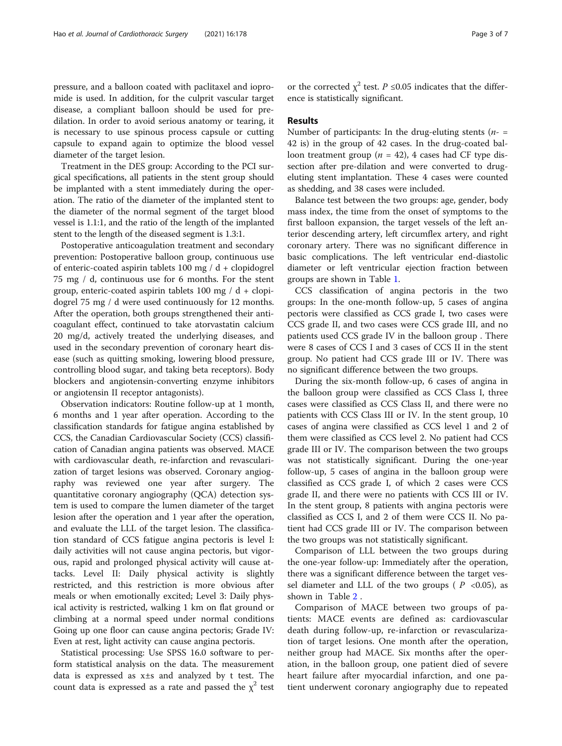pressure, and a balloon coated with paclitaxel and iopromide is used. In addition, for the culprit vascular target disease, a compliant balloon should be used for pre-dilation. In order to avoid serious anatomy or tearing, it is necessary to use spinous process capsule or cutting capsule to expand again to optimize the blood vessel diameter of the target lesion.

Treatment in the DES group: According to the PCI surgical specifications, all patients in the stent group should be implanted with a stent immediately during the operation. The ratio of the diameter of the implanted stent to the diameter of the normal segment of the target blood vessel is 1.1:1, and the ratio of the length of the implanted stent to the length of the diseased segment is 1.3:1.

Postoperative anticoagulation treatment and secondary prevention: Postoperative balloon group, continuous use of enteric-coated aspirin tablets 100 mg / d + clopidogrel 75 mg / d, continuous use for 6 months. For the stent group, enteric-coated aspirin tablets 100 mg / d + clopidogrel 75 mg / d were used continuously for 12 months. After the operation, both groups strengthened their anticoagulant effect, continued to take atorvastatin calcium 20 mg/d, actively treated the underlying diseases, and used in the secondary prevention of coronary heart disease (such as quitting smoking, lowering blood pressure, controlling blood sugar, and taking beta receptors). Body blockers and angiotensin-converting enzyme inhibitors or angiotensin II receptor antagonists).

Observation indicators: Routine follow-up at 1 month, 6 months and 1 year after operation. According to the classification standards for fatigue angina established by CCS, the Canadian Cardiovascular Society (CCS) classification of Canadian angina patients was observed. MACE with cardiovascular death, re-infarction and revascularization of target lesions was observed. Coronary angiography was reviewed one year after surgery. The quantitative coronary angiography (QCA) detection system is used to compare the lumen diameter of the target lesion after the operation and 1 year after the operation, and evaluate the LLL of the target lesion. The classification standard of CCS fatigue angina pectoris is level I: daily activities will not cause angina pectoris, but vigorous, rapid and prolonged physical activity will cause attacks. Level II: Daily physical activity is slightly restricted, and this restriction is more obvious after meals or when emotionally excited; Level 3: Daily physical activity is restricted, walking 1 km on flat ground or climbing at a normal speed under normal conditions Going up one floor can cause angina pectoris; Grade IV: Even at rest, light activity can cause angina pectoris.

Statistical processing: Use SPSS 16.0 software to perform statistical analysis on the data. The measurement data is expressed as x±s and analyzed by t test. The count data is expressed as a rate and passed the $\chi^2$ test or the corrected $\chi^2$ test. $P \leq 0.05$ indicates that the difference is statistically significant.

## Results

Number of participants: In the drug-eluting stents ($n$- = 42 is) in the group of 42 cases. In the drug-coated balloon treatment group ($n$ = 42), 4 cases had CF type dissection after pre-dilation and were converted to drug-eluting stent implantation. These 4 cases were counted as shedding, and 38 cases were included.

Balance test between the two groups: age, gender, body mass index, the time from the onset of symptoms to the first balloon expansion, the target vessels of the left anterior descending artery, left circumflex artery, and right coronary artery. There was no significant difference in basic complications. The left ventricular end-diastolic diameter or left ventricular ejection fraction between groups are shown in Table 1.

CCS classification of angina pectoris in the two groups: In the one-month follow-up, 5 cases of angina pectoris were classified as CCS grade I, two cases were CCS grade II, and two cases were CCS grade III, and no patients used CCS grade IV in the balloon group . There were 8 cases of CCS I and 3 cases of CCS II in the stent group. No patient had CCS grade III or IV. There was no significant difference between the two groups.

During the six-month follow-up, 6 cases of angina in the balloon group were classified as CCS Class I, three cases were classified as CCS Class II, and there were no patients with CCS Class III or IV. In the stent group, 10 cases of angina were classified as CCS level 1 and 2 of them were classified as CCS level 2. No patient had CCS grade III or IV. The comparison between the two groups was not statistically significant. During the one-year follow-up, 5 cases of angina in the balloon group were classified as CCS grade I, of which 2 cases were CCS grade II, and there were no patients with CCS III or IV. In the stent group, 8 patients with angina pectoris were classified as CCS I, and 2 of them were CCS II. No patient had CCS grade III or IV. The comparison between the two groups was not statistically significant.

Comparison of LLL between the two groups during the one-year follow-up: Immediately after the operation, there was a significant difference between the target vessel diameter and LLL of the two groups ( $P$ <0.05), as shown in Table 2 .

Comparison of MACE between two groups of patients: MACE events are defined as: cardiovascular death during follow-up, re-infarction or revascularization of target lesions. One month after the operation, neither group had MACE. Six months after the operation, in the balloon group, one patient died of severe heart failure after myocardial infarction, and one patient underwent coronary angiography due to repeated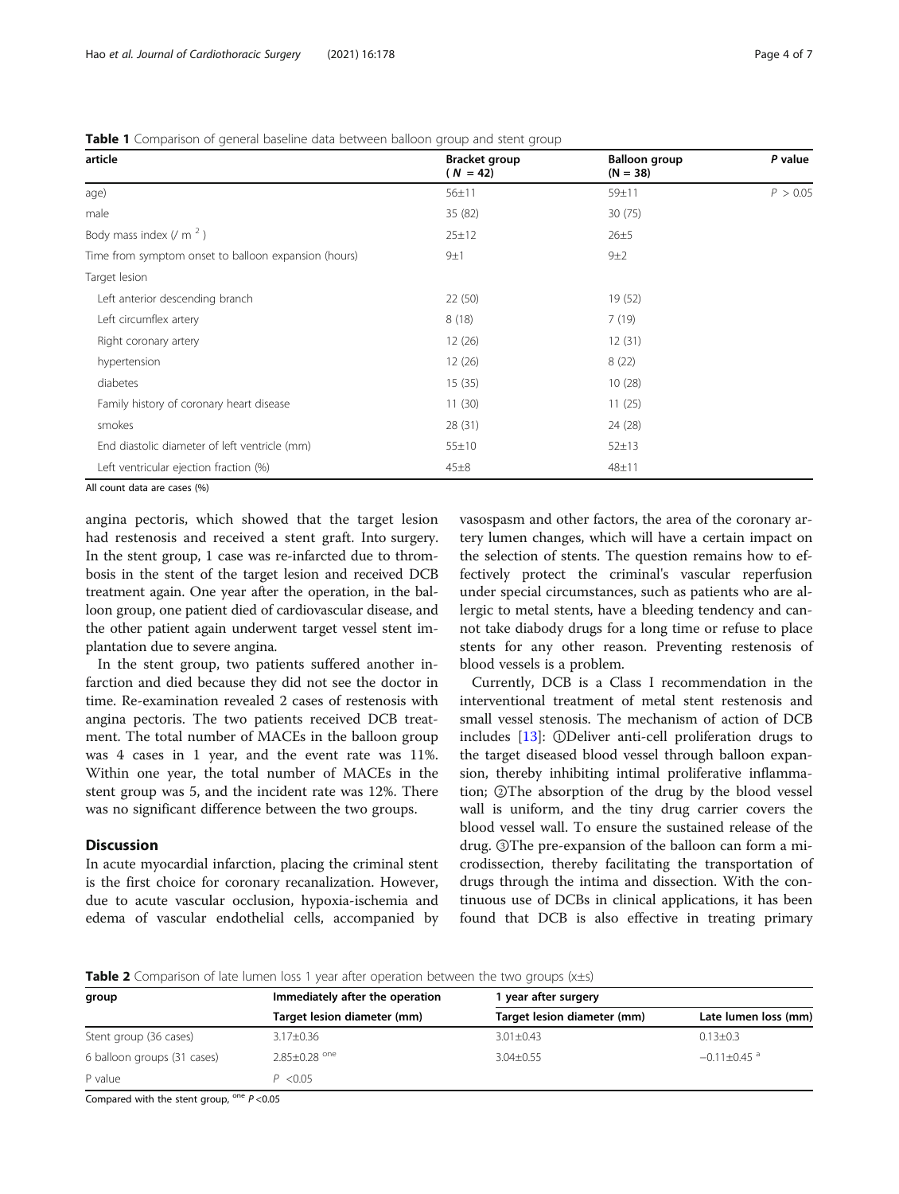**Table 1** Comparison of general baseline data between balloon group and stent group

| article | Bracket group ( $N$ = 42) | Balloon group (N = 38) | *P* value |
| --- | --- | --- | --- |
| age) | 56±11 | 59±11 | $P$ > 0.05 |
| male | 35 (82) | 30 (75) | |
| Body mass index (/ m $^2$ ) | 25±12 | 26±5 | |
| Time from symptom onset to balloon expansion (hours) | 9±1 | 9±2 | |
| Target lesion | | | |
| Left anterior descending branch | 22 (50) | 19 (52) | |
| Left circumflex artery | 8 (18) | 7 (19) | |
| Right coronary artery | 12 (26) | 12 (31) | |
| hypertension | 12 (26) | 8 (22) | |
| diabetes | 15 (35) | 10 (28) | |
| Family history of coronary heart disease | 11 (30) | 11 (25) | |
| smokes | 28 (31) | 24 (28) | |
| End diastolic diameter of left ventricle (mm) | 55±10 | 52±13 | |
| Left ventricular ejection fraction (%) | 45±8 | 48±11 | |

All count data are cases (%)

angina pectoris, which showed that the target lesion had restenosis and received a stent graft. Into surgery. In the stent group, 1 case was re-infarcted due to thrombosis in the stent of the target lesion and received DCB treatment again. One year after the operation, in the balloon group, one patient died of cardiovascular disease, and the other patient again underwent target vessel stent implantation due to severe angina.

In the stent group, two patients suffered another infarction and died because they did not see the doctor in time. Re-examination revealed 2 cases of restenosis with angina pectoris. The two patients received DCB treatment. The total number of MACEs in the balloon group was 4 cases in 1 year, and the event rate was 11%. Within one year, the total number of MACEs in the stent group was 5, and the incident rate was 12%. There was no significant difference between the two groups.

## Discussion

In acute myocardial infarction, placing the criminal stent is the first choice for coronary recanalization. However, due to acute vascular occlusion, hypoxia-ischemia and edema of vascular endothelial cells, accompanied by vasospasm and other factors, the area of the coronary artery lumen changes, which will have a certain impact on the selection of stents. The question remains how to effectively protect the criminal's vascular reperfusion under special circumstances, such as patients who are allergic to metal stents, have a bleeding tendency and cannot take diabody drugs for a long time or refuse to place stents for any other reason. Preventing restenosis of blood vessels is a problem.

Currently, DCB is a Class I recommendation in the interventional treatment of metal stent restenosis and small vessel stenosis. The mechanism of action of DCB includes [13]: ①Deliver anti-cell proliferation drugs to the target diseased blood vessel through balloon expansion, thereby inhibiting intimal proliferative inflammation; ②The absorption of the drug by the blood vessel wall is uniform, and the tiny drug carrier covers the blood vessel wall. To ensure the sustained release of the drug. ③The pre-expansion of the balloon can form a microdissection, thereby facilitating the transportation of drugs through the intima and dissection. With the continuous use of DCBs in clinical applications, it has been found that DCB is also effective in treating primary

**Table 2** Comparison of late lumen loss 1 year after operation between the two groups (x±s)

| group | Immediately after the operation | 1 year after surgery | |
| --- | --- | --- | --- |
| | Target lesion diameter (mm) | Target lesion diameter (mm) | Late lumen loss (mm) |
| Stent group (36 cases) | 3.17±0.36 | 3.01±0.43 | 0.13±0.3 |
| 6 balloon groups (31 cases) | 2.85±0.28 [one] | 3.04±0.55 | −0.11±0.45 [a] |
| P value | $P$ <0.05 | | |

Compared with the stent group, [one] $P$ <0.05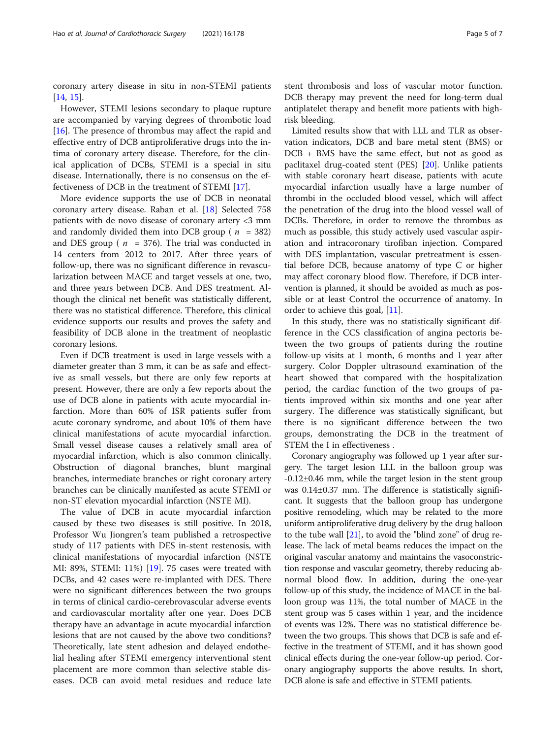coronary artery disease in situ in non-STEMI patients [14, 15].

However, STEMI lesions secondary to plaque rupture are accompanied by varying degrees of thrombotic load [16]. The presence of thrombus may affect the rapid and effective entry of DCB antiproliferative drugs into the intima of coronary artery disease. Therefore, for the clinical application of DCBs, STEMI is a special in situ disease. Internationally, there is no consensus on the effectiveness of DCB in the treatment of STEMI [17].

More evidence supports the use of DCB in neonatal coronary artery disease. Raban et al. [18] Selected 758 patients with de novo disease of coronary artery <3 mm and randomly divided them into DCB group ( $n$ = 382) and DES group ( $n$ = 376). The trial was conducted in 14 centers from 2012 to 2017. After three years of follow-up, there was no significant difference in revascularization between MACE and target vessels at one, two, and three years between DCB. And DES treatment. Although the clinical net benefit was statistically different, there was no statistical difference. Therefore, this clinical evidence supports our results and proves the safety and feasibility of DCB alone in the treatment of neoplastic coronary lesions.

Even if DCB treatment is used in large vessels with a diameter greater than 3 mm, it can be as safe and effective as small vessels, but there are only few reports at present. However, there are only a few reports about the use of DCB alone in patients with acute myocardial infarction. More than 60% of ISR patients suffer from acute coronary syndrome, and about 10% of them have clinical manifestations of acute myocardial infarction. Small vessel disease causes a relatively small area of myocardial infarction, which is also common clinically. Obstruction of diagonal branches, blunt marginal branches, intermediate branches or right coronary artery branches can be clinically manifested as acute STEMI or non-ST elevation myocardial infarction (NSTE MI).

The value of DCB in acute myocardial infarction caused by these two diseases is still positive. In 2018, Professor Wu Jiongren's team published a retrospective study of 117 patients with DES in-stent restenosis, with clinical manifestations of myocardial infarction (NSTE MI: 89%, STEMI: 11%) [19]. 75 cases were treated with DCBs, and 42 cases were re-implanted with DES. There were no significant differences between the two groups in terms of clinical cardio-cerebrovascular adverse events and cardiovascular mortality after one year. Does DCB therapy have an advantage in acute myocardial infarction lesions that are not caused by the above two conditions? Theoretically, late stent adhesion and delayed endothelial healing after STEMI emergency interventional stent placement are more common than selective stable diseases. DCB can avoid metal residues and reduce late stent thrombosis and loss of vascular motor function. DCB therapy may prevent the need for long-term dual antiplatelet therapy and benefit more patients with high-risk bleeding.

Limited results show that with LLL and TLR as observation indicators, DCB and bare metal stent (BMS) or DCB + BMS have the same effect, but not as good as paclitaxel drug-coated stent (PES) [20]. Unlike patients with stable coronary heart disease, patients with acute myocardial infarction usually have a large number of thrombi in the occluded blood vessel, which will affect the penetration of the drug into the blood vessel wall of DCBs. Therefore, in order to remove the thrombus as much as possible, this study actively used vascular aspiration and intracoronary tirofiban injection. Compared with DES implantation, vascular pretreatment is essential before DCB, because anatomy of type C or higher may affect coronary blood flow. Therefore, if DCB intervention is planned, it should be avoided as much as possible or at least Control the occurrence of anatomy. In order to achieve this goal, [11].

In this study, there was no statistically significant difference in the CCS classification of angina pectoris between the two groups of patients during the routine follow-up visits at 1 month, 6 months and 1 year after surgery. Color Doppler ultrasound examination of the heart showed that compared with the hospitalization period, the cardiac function of the two groups of patients improved within six months and one year after surgery. The difference was statistically significant, but there is no significant difference between the two groups, demonstrating the DCB in the treatment of STEM the I in effectiveness .

Coronary angiography was followed up 1 year after surgery. The target lesion LLL in the balloon group was -0.12±0.46 mm, while the target lesion in the stent group was 0.14±0.37 mm. The difference is statistically significant. It suggests that the balloon group has undergone positive remodeling, which may be related to the more uniform antiproliferative drug delivery by the drug balloon to the tube wall [21], to avoid the "blind zone" of drug release. The lack of metal beams reduces the impact on the original vascular anatomy and maintains the vasoconstriction response and vascular geometry, thereby reducing abnormal blood flow. In addition, during the one-year follow-up of this study, the incidence of MACE in the balloon group was 11%, the total number of MACE in the stent group was 5 cases within 1 year, and the incidence of events was 12%. There was no statistical difference between the two groups. This shows that DCB is safe and effective in the treatment of STEMI, and it has shown good clinical effects during the one-year follow-up period. Coronary angiography supports the above results. In short, DCB alone is safe and effective in STEMI patients.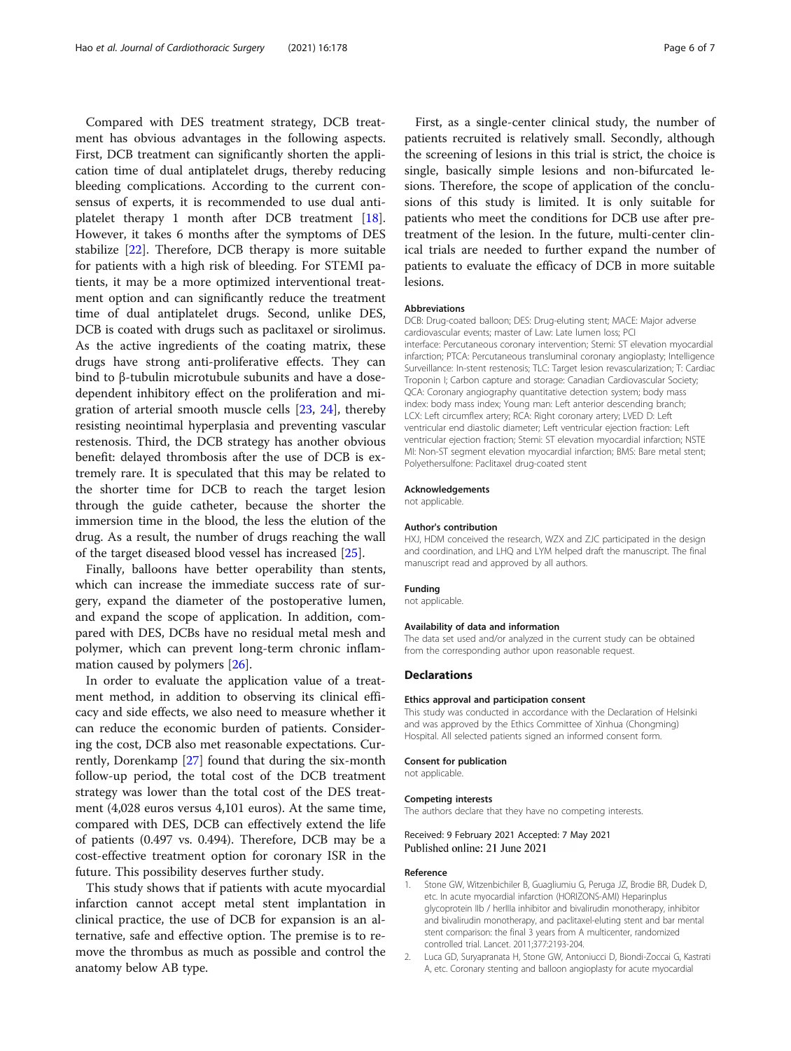Compared with DES treatment strategy, DCB treatment has obvious advantages in the following aspects. First, DCB treatment can significantly shorten the application time of dual antiplatelet drugs, thereby reducing bleeding complications. According to the current consensus of experts, it is recommended to use dual antiplatelet therapy 1 month after DCB treatment [18]. However, it takes 6 months after the symptoms of DES stabilize [22]. Therefore, DCB therapy is more suitable for patients with a high risk of bleeding. For STEMI patients, it may be a more optimized interventional treatment option and can significantly reduce the treatment time of dual antiplatelet drugs. Second, unlike DES, DCB is coated with drugs such as paclitaxel or sirolimus. As the active ingredients of the coating matrix, these drugs have strong anti-proliferative effects. They can bind to β-tubulin microtubule subunits and have a dose-dependent inhibitory effect on the proliferation and migration of arterial smooth muscle cells [23, 24], thereby resisting neointimal hyperplasia and preventing vascular restenosis. Third, the DCB strategy has another obvious benefit: delayed thrombosis after the use of DCB is extremely rare. It is speculated that this may be related to the shorter time for DCB to reach the target lesion through the guide catheter, because the shorter the immersion time in the blood, the less the elution of the drug. As a result, the number of drugs reaching the wall of the target diseased blood vessel has increased [25].

Finally, balloons have better operability than stents, which can increase the immediate success rate of surgery, expand the diameter of the postoperative lumen, and expand the scope of application. In addition, compared with DES, DCBs have no residual metal mesh and polymer, which can prevent long-term chronic inflammation caused by polymers [26].

In order to evaluate the application value of a treatment method, in addition to observing its clinical efficacy and side effects, we also need to measure whether it can reduce the economic burden of patients. Considering the cost, DCB also met reasonable expectations. Currently, Dorenkamp [27] found that during the six-month follow-up period, the total cost of the DCB treatment strategy was lower than the total cost of the DES treatment (4,028 euros versus 4,101 euros). At the same time, compared with DES, DCB can effectively extend the life of patients (0.497 vs. 0.494). Therefore, DCB may be a cost-effective treatment option for coronary ISR in the future. This possibility deserves further study.

This study shows that if patients with acute myocardial infarction cannot accept metal stent implantation in clinical practice, the use of DCB for expansion is an alternative, safe and effective option. The premise is to remove the thrombus as much as possible and control the anatomy below AB type.

First, as a single-center clinical study, the number of patients recruited is relatively small. Secondly, although the screening of lesions in this trial is strict, the choice is single, basically simple lesions and non-bifurcated lesions. Therefore, the scope of application of the conclusions of this study is limited. It is only suitable for patients who meet the conditions for DCB use after pretreatment of the lesion. In the future, multi-center clinical trials are needed to further expand the number of patients to evaluate the efficacy of DCB in more suitable lesions.

#### Abbreviations

DCB: Drug-coated balloon; DES: Drug-eluting stent; MACE: Major adverse cardiovascular events; master of Law: Late lumen loss; PCI interface: Percutaneous coronary intervention; Stemi: ST elevation myocardial infarction; PTCA: Percutaneous transluminal coronary angioplasty; Intelligence Surveillance: In-stent restenosis; TLC: Target lesion revascularization; T: Cardiac Troponin I; Carbon capture and storage: Canadian Cardiovascular Society; QCA: Coronary angiography quantitative detection system; body mass index: body mass index; Young man: Left anterior descending branch; LCX: Left circumflex artery; RCA: Right coronary artery; LVED D: Left ventricular end diastolic diameter; Left ventricular ejection fraction: Left ventricular ejection fraction; Stemi: ST elevation myocardial infarction; NSTE MI: Non-ST segment elevation myocardial infarction; BMS: Bare metal stent; Polyethersulfone: Paclitaxel drug-coated stent

#### Acknowledgements

not applicable.

#### Author's contribution

HXJ, HDM conceived the research, WZX and ZJC participated in the design and coordination, and LHQ and LYM helped draft the manuscript. The final manuscript read and approved by all authors.

#### Funding

not applicable.

#### Availability of data and information

The data set used and/or analyzed in the current study can be obtained from the corresponding author upon reasonable request.

### Declarations

#### Ethics approval and participation consent

This study was conducted in accordance with the Declaration of Helsinki and was approved by the Ethics Committee of Xinhua (Chongming) Hospital. All selected patients signed an informed consent form.

#### Consent for publication

not applicable.

#### Competing interests

The authors declare that they have no competing interests.

Received: 9 February 2021 Accepted: 7 May 2021
Published online: 21 June 2021

#### Reference

1. Stone GW, Witzenbichiler B, Guagliumiu G, Peruga JZ, Brodie BR, Dudek D, etc. In acute myocardial infarction (HORIZONS-AMI) Heparinplus glycoprotein IIb / herIIIa inhibitor and bivalirudin monotherapy, inhibitor and bivalirudin monotherapy, and paclitaxel-eluting stent and bar mental stent comparison: the final 3 years from A multicenter, randomized controlled trial. Lancet. 2011;377:2193-204.
2. Luca GD, Suryapranata H, Stone GW, Antoniucci D, Biondi-Zoccai G, Kastrati A, etc. Coronary stenting and balloon angioplasty for acute myocardial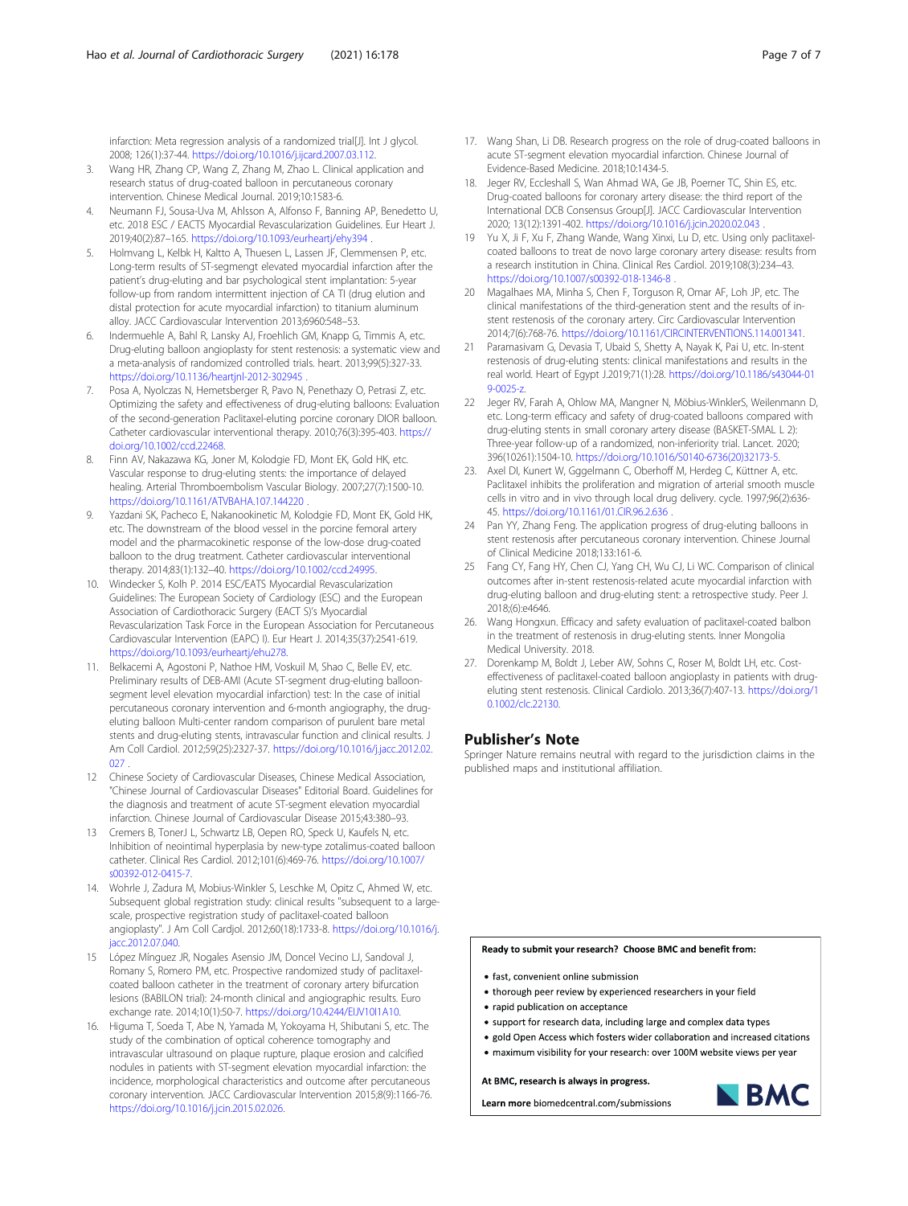infarction: Meta regression analysis of a randomized trial[J]. Int J glycol. 2008; 126(1):37-44. https://doi.org/10.1016/j.ijcard.2007.03.112.

3. Wang HR, Zhang CP, Wang Z, Zhang M, Zhao L. Clinical application and research status of drug-coated balloon in percutaneous coronary intervention. Chinese Medical Journal. 2019;10:1583-6.
4. Neumann FJ, Sousa-Uva M, Ahlsson A, Alfonso F, Banning AP, Benedetto U, etc. 2018 ESC / EACTS Myocardial Revascularization Guidelines. Eur Heart J. 2019;40(2):87–165. https://doi.org/10.1093/eurheartj/ehy394 .
5. Holmvang L, Kelbk H, Kaltto A, Thuesen L, Lassen JF, Clemmensen P, etc. Long-term results of ST-segmengt elevated myocardial infarction after the patient's drug-eluting and bar psychological stent implantation: 5-year follow-up from random intermittent injection of CA TI (drug elution and distal protection for acute myocardial infarction) to titanium aluminum alloy. JACC Cardiovascular Intervention 2013;6960:548–53.
6. Indermuehle A, Bahl R, Lansky AJ, Froehlich GM, Knapp G, Timmis A, etc. Drug-eluting balloon angioplasty for stent restenosis: a systematic view and a meta-analysis of randomized controlled trials. heart. 2013;99(5):327-33. https://doi.org/10.1136/heartjnl-2012-302945 .
7. Posa A, Nyolczas N, Hemetsberger R, Pavo N, Penethazy O, Petrasi Z, etc. Optimizing the safety and effectiveness of drug-eluting balloons: Evaluation of the second-generation Paclitaxel-eluting porcine coronary DIOR balloon. Catheter cardiovascular interventional therapy. 2010;76(3):395-403. https://doi.org/10.1002/ccd.22468.
8. Finn AV, Nakazawa KG, Joner M, Kolodgie FD, Mont EK, Gold HK, etc. Vascular response to drug-eluting stents: the importance of delayed healing. Arterial Thromboembolism Vascular Biology. 2007;27(7):1500-10. https://doi.org/10.1161/ATVBAHA.107.144220 .
9. Yazdani SK, Pacheco E, Nakanookinetic M, Kolodgie FD, Mont EK, Gold HK, etc. The downstream of the blood vessel in the porcine femoral artery model and the pharmacokinetic response of the low-dose drug-coated balloon to the drug treatment. Catheter cardiovascular interventional therapy. 2014;83(1):132–40. https://doi.org/10.1002/ccd.24995.
10. Windecker S, Kolh P. 2014 ESC/EATS Myocardial Revascularization Guidelines: The European Society of Cardiology (ESC) and the European Association of Cardiothoracic Surgery (EACT S)'s Myocardial Revascularization Task Force in the European Association for Percutaneous Cardiovascular Intervention (EAPC) I). Eur Heart J. 2014;35(37):2541-619. https://doi.org/10.1093/eurheartj/ehu278.
11. Belkacemi A, Agostoni P, Nathoe HM, Voskuil M, Shao C, Belle EV, etc. Preliminary results of DEB-AMI (Acute ST-segment drug-eluting balloon-segment level elevation myocardial infarction) test: In the case of initial percutaneous coronary intervention and 6-month angiography, the drug-eluting balloon Multi-center random comparison of purulent bare metal stents and drug-eluting stents, intravascular function and clinical results. J Am Coll Cardiol. 2012;59(25):2327-37. https://doi.org/10.1016/j.jacc.2012.02.027 .
12. Chinese Society of Cardiovascular Diseases, Chinese Medical Association, "Chinese Journal of Cardiovascular Diseases" Editorial Board. Guidelines for the diagnosis and treatment of acute ST-segment elevation myocardial infarction. Chinese Journal of Cardiovascular Disease 2015;43:380–93.
13. Cremers B, TonerJ L, Schwartz LB, Oepen RO, Speck U, Kaufels N, etc. Inhibition of neointimal hyperplasia by new-type zotalimus-coated balloon catheter. Clinical Res Cardiol. 2012;101(6):469-76. https://doi.org/10.1007/s00392-012-0415-7.
14. Wohrle J, Zadura M, Mobius-Winkler S, Leschke M, Opitz C, Ahmed W, etc. Subsequent global registration study: clinical results "subsequent to a large-scale, prospective registration study of paclitaxel-coated balloon angioplasty". J Am Coll Cardjol. 2012;60(18):1733-8. https://doi.org/10.1016/j.jacc.2012.07.040.
15. López Mínguez JR, Nogales Asensio JM, Doncel Vecino LJ, Sandoval J, Romany S, Romero PM, etc. Prospective randomized study of paclitaxel-coated balloon catheter in the treatment of coronary artery bifurcation lesions (BABILON trial): 24-month clinical and angiographic results. Euro exchange rate. 2014;10(1):50-7. https://doi.org/10.4244/EIJV10I1A10.
16. Higuma T, Soeda T, Abe N, Yamada M, Yokoyama H, Shibutani S, etc. The study of the combination of optical coherence tomography and intravascular ultrasound on plaque rupture, plaque erosion and calcified nodules in patients with ST-segment elevation myocardial infarction: the incidence, morphological characteristics and outcome after percutaneous coronary intervention. JACC Cardiovascular Intervention 2015;8(9):1166-76. https://doi.org/10.1016/j.jcin.2015.02.026.
17. Wang Shan, Li DB. Research progress on the role of drug-coated balloons in acute ST-segment elevation myocardial infarction. Chinese Journal of Evidence-Based Medicine. 2018;10:1434-5.
18. Jeger RV, Eccleshall S, Wan Ahmad WA, Ge JB, Poerner TC, Shin ES, etc. Drug-coated balloons for coronary artery disease: the third report of the International DCB Consensus Group[J]. JACC Cardiovascular Intervention 2020; 13(12):1391-402. https://doi.org/10.1016/j.jcin.2020.02.043 .
19. Yu X, Ji F, Xu F, Zhang Wande, Wang Xinxi, Lu D, etc. Using only paclitaxel-coated balloons to treat de novo large coronary artery disease: results from a research institution in China. Clinical Res Cardiol. 2019;108(3):234–43. https://doi.org/10.1007/s00392-018-1346-8 .
20. Magalhaes MA, Minha S, Chen F, Torguson R, Omar AF, Loh JP, etc. The clinical manifestations of the third-generation stent and the results of in-stent restenosis of the coronary artery. Circ Cardiovascular Intervention 2014;7(6):768-76. https://doi.org/10.1161/CIRCINTERVENTIONS.114.001341.
21. Paramasivam G, Devasia T, Ubaid S, Shetty A, Nayak K, Pai U, etc. In-stent restenosis of drug-eluting stents: clinical manifestations and results in the real world. Heart of Egypt J.2019;71(1):28. https://doi.org/10.1186/s43044-019-0025-z.
22. Jeger RV, Farah A, Ohlow MA, Mangner N, Möbius-WinklerS, Weilenmann D, etc. Long-term efficacy and safety of drug-coated balloons compared with drug-eluting stents in small coronary artery disease (BASKET-SMAL L 2): Three-year follow-up of a randomized, non-inferiority trial. Lancet. 2020; 396(10261):1504-10. https://doi.org/10.1016/S0140-6736(20)32173-5.
23. Axel DI, Kunert W, Gggelmann C, Oberhoff M, Herdeg C, Küttner A, etc. Paclitaxel inhibits the proliferation and migration of arterial smooth muscle cells in vitro and in vivo through local drug delivery. cycle. 1997;96(2):636-45. https://doi.org/10.1161/01.CIR.96.2.636 .
24. Pan YY, Zhang Feng. The application progress of drug-eluting balloons in stent restenosis after percutaneous coronary intervention. Chinese Journal of Clinical Medicine 2018;133:161-6.
25. Fang CY, Fang HY, Chen CJ, Yang CH, Wu CJ, Li WC. Comparison of clinical outcomes after in-stent restenosis-related acute myocardial infarction with drug-eluting balloon and drug-eluting stent: a retrospective study. Peer J. 2018;(6):e4646.
26. Wang Hongxun. Efficacy and safety evaluation of paclitaxel-coated balbon in the treatment of restenosis in drug-eluting stents. Inner Mongolia Medical University. 2018.
27. Dorenkamp M, Boldt J, Leber AW, Sohns C, Roser M, Boldt LH, etc. Cost-effectiveness of paclitaxel-coated balloon angioplasty in patients with drug-eluting stent restenosis. Clinical Cardiolo. 2013;36(7):407-13. https://doi.org/10.1002/clc.22130.

## Publisher's Note

Springer Nature remains neutral with regard to the jurisdiction claims in the published maps and institutional affiliation.

**Ready to submit your research? Choose BMC and benefit from:**

- fast, convenient online submission
- thorough peer review by experienced researchers in your field
- rapid publication on acceptance
- support for research data, including large and complex data types
- gold Open Access which fosters wider collaboration and increased citations
- maximum visibility for your research: over 100M website views per year

**At BMC, research is always in progress.**

**Learn more** biomedcentral.com/submissions